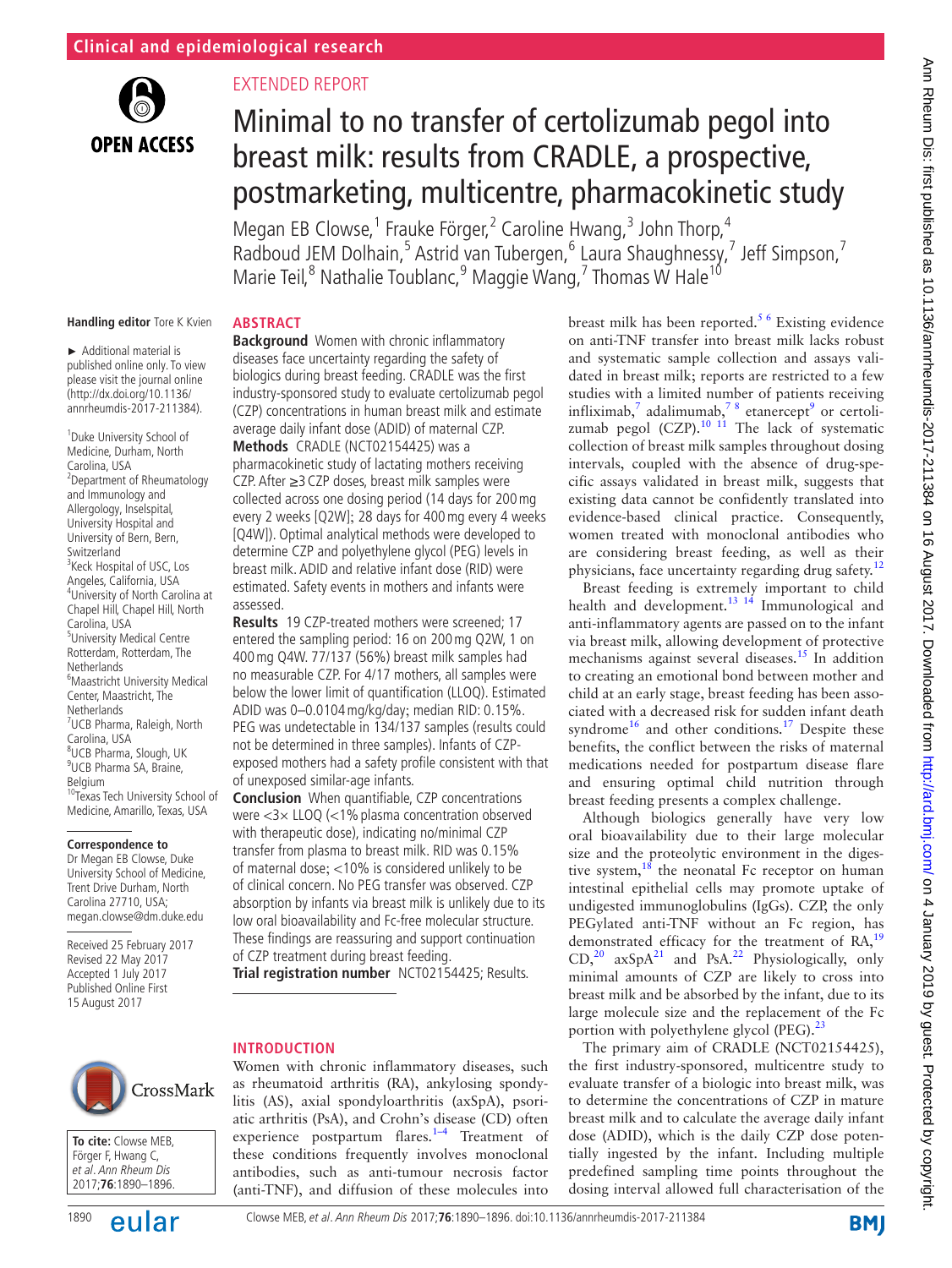Clinical and epidemiological research

EXTENDED REPORT

# Minimal to no transfer of certolizumab pegol into breast milk: results from CRADLE, a prospective, postmarketing, multicentre, pharmacokinetic study

Megan EB Clowse,[1] Frauke Förger,[2] Caroline Hwang,[3] John Thorp,[4] Radboud JEM Dolhain,[5] Astrid van Tubergen,[6] Laura Shaughnessy,[7] Jeff Simpson,[7] Marie Teil,[8] Nathalie Toublanc,[9] Maggie Wang,[7] Thomas W Hale[10]

Handling editor Tore K Kvien

► Additional material is published online only. To view please visit the journal online (http://dx.doi.org/10.1136/annrheumdis-2017-211384).

[1]Duke University School of Medicine, Durham, North Carolina, USA
[2]Department of Rheumatology and Immunology and Allergology, Inselspital, University Hospital and University of Bern, Bern, Switzerland
[3]Keck Hospital of USC, Los Angeles, California, USA
[4]University of North Carolina at Chapel Hill, Chapel Hill, North Carolina, USA
[5]University Medical Centre Rotterdam, Rotterdam, The Netherlands
[6]Maastricht University Medical Center, Maastricht, The Netherlands
[7]UCB Pharma, Raleigh, North Carolina, USA
[8]UCB Pharma, Slough, UK
[9]UCB Pharma SA, Braine, Belgium
[10]Texas Tech University School of Medicine, Amarillo, Texas, USA

**Correspondence to**
Dr Megan EB Clowse, Duke University School of Medicine, Trent Drive Durham, North Carolina 27710, USA; megan.clowse@dm.duke.edu

Received 25 February 2017
Revised 22 May 2017
Accepted 1 July 2017
Published Online First 15 August 2017

**To cite:** Clowse MEB, Förger F, Hwang C, *et al*. *Ann Rheum Dis* 2017;**76**:1890–1896.

## ABSTRACT

**Background** Women with chronic inflammatory diseases face uncertainty regarding the safety of biologics during breast feeding. CRADLE was the first industry-sponsored study to evaluate certolizumab pegol (CZP) concentrations in human breast milk and estimate average daily infant dose (ADID) of maternal CZP.

**Methods** CRADLE (NCT02154425) was a pharmacokinetic study of lactating mothers receiving CZP. After ≥3 CZP doses, breast milk samples were collected across one dosing period (14 days for 200 mg every 2 weeks [Q2W]; 28 days for 400 mg every 4 weeks [Q4W]). Optimal analytical methods were developed to determine CZP and polyethylene glycol (PEG) levels in breast milk. ADID and relative infant dose (RID) were estimated. Safety events in mothers and infants were assessed.

**Results** 19 CZP-treated mothers were screened; 17 entered the sampling period: 16 on 200 mg Q2W, 1 on 400 mg Q4W. 77/137 (56%) breast milk samples had no measurable CZP. For 4/17 mothers, all samples were below the lower limit of quantification (LLOQ). Estimated ADID was 0–0.0104 mg/kg/day; median RID: 0.15%. PEG was undetectable in 134/137 samples (results could not be determined in three samples). Infants of CZP-exposed mothers had a safety profile consistent with that of unexposed similar-age infants.

**Conclusion** When quantifiable, CZP concentrations were <3× LLOQ (<1% plasma concentration observed with therapeutic dose), indicating no/minimal CZP transfer from plasma to breast milk. RID was 0.15% of maternal dose; <10% is considered unlikely to be of clinical concern. No PEG transfer was observed. CZP absorption by infants via breast milk is unlikely due to its low oral bioavailability and Fc-free molecular structure. These findings are reassuring and support continuation of CZP treatment during breast feeding.

**Trial registration number** NCT02154425; Results.

## INTRODUCTION

Women with chronic inflammatory diseases, such as rheumatoid arthritis (RA), ankylosing spondylitis (AS), axial spondyloarthritis (axSpA), psoriatic arthritis (PsA), and Crohn's disease (CD) often experience postpartum flares.[1–4] Treatment of these conditions frequently involves monoclonal antibodies, such as anti-tumour necrosis factor (anti-TNF), and diffusion of these molecules into breast milk has been reported.[5 6] Existing evidence on anti-TNF transfer into breast milk lacks robust and systematic sample collection and assays validated in breast milk; reports are restricted to a few studies with a limited number of patients receiving infliximab,[7] adalimumab,[7 8] etanercept[9] or certolizumab pegol (CZP).[10 11] The lack of systematic collection of breast milk samples throughout dosing intervals, coupled with the absence of drug-specific assays validated in breast milk, suggests that existing data cannot be confidently translated into evidence-based clinical practice. Consequently, women treated with monoclonal antibodies who are considering breast feeding, as well as their physicians, face uncertainty regarding drug safety.[12]

Breast feeding is extremely important to child health and development.[13 14] Immunological and anti-inflammatory agents are passed on to the infant via breast milk, allowing development of protective mechanisms against several diseases.[15] In addition to creating an emotional bond between mother and child at an early stage, breast feeding has been associated with a decreased risk for sudden infant death syndrome[16] and other conditions.[17] Despite these benefits, the conflict between the risks of maternal medications needed for postpartum disease flare and ensuring optimal child nutrition through breast feeding presents a complex challenge.

Although biologics generally have very low oral bioavailability due to their large molecular size and the proteolytic environment in the digestive system,[18] the neonatal Fc receptor on human intestinal epithelial cells may promote uptake of undigested immunoglobulins (IgGs). CZP, the only PEGylated anti-TNF without an Fc region, has demonstrated efficacy for the treatment of RA,[19] CD,[20] axSpA[21] and PsA.[22] Physiologically, only minimal amounts of CZP are likely to cross into breast milk and be absorbed by the infant, due to its large molecule size and the replacement of the Fc portion with polyethylene glycol (PEG).[23]

The primary aim of CRADLE (NCT02154425), the first industry-sponsored, multicentre study to evaluate transfer of a biologic into breast milk, was to determine the concentrations of CZP in mature breast milk and to calculate the average daily infant dose (ADID), which is the daily CZP dose potentially ingested by the infant. Including multiple predefined sampling time points throughout the dosing interval allowed full characterisation of the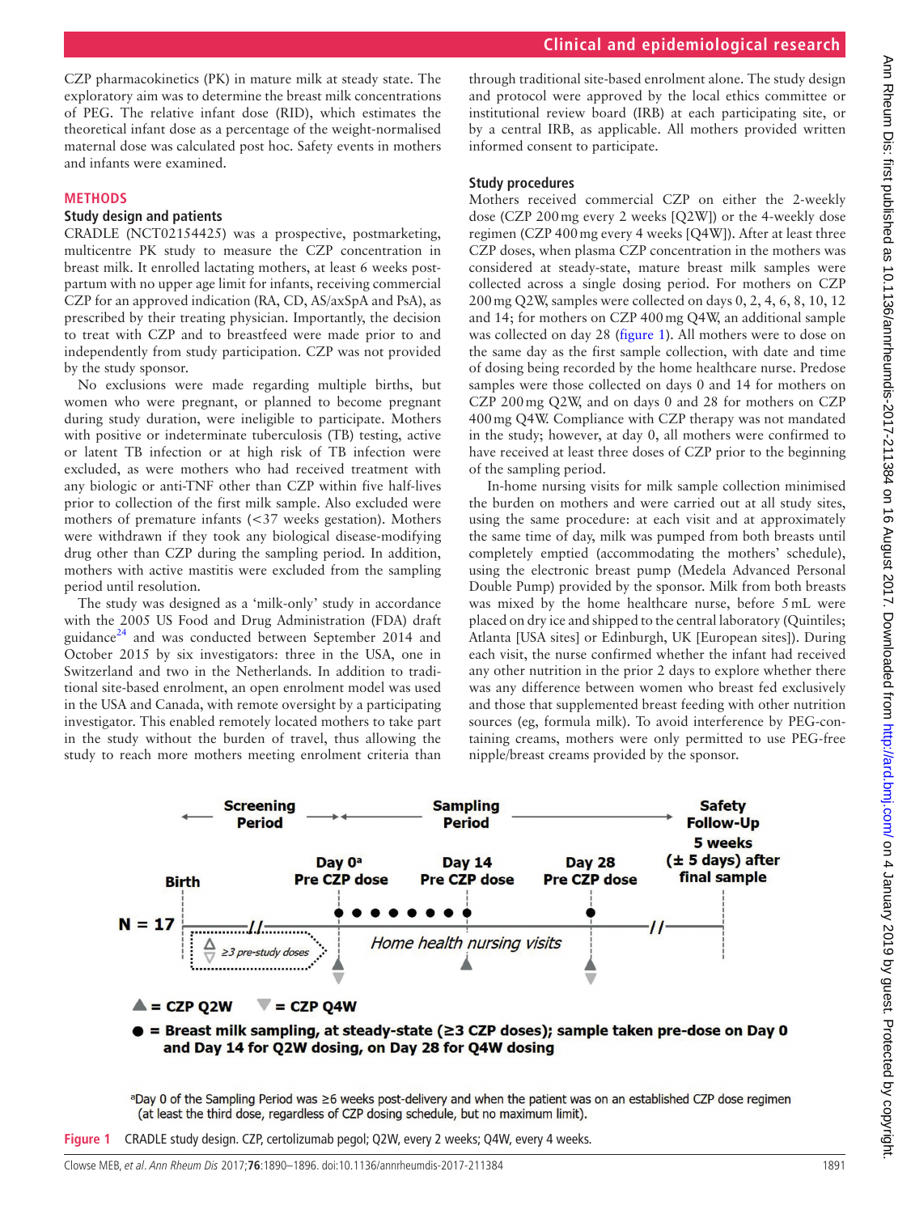CZP pharmacokinetics (PK) in mature milk at steady state. The exploratory aim was to determine the breast milk concentrations of PEG. The relative infant dose (RID), which estimates the theoretical infant dose as a percentage of the weight-normalised maternal dose was calculated post hoc. Safety events in mothers and infants were examined.

## METHODS

### Study design and patients

CRADLE (NCT02154425) was a prospective, postmarketing, multicentre PK study to measure the CZP concentration in breast milk. It enrolled lactating mothers, at least 6 weeks postpartum with no upper age limit for infants, receiving commercial CZP for an approved indication (RA, CD, AS/axSpA and PsA), as prescribed by their treating physician. Importantly, the decision to treat with CZP and to breastfeed were made prior to and independently from study participation. CZP was not provided by the study sponsor.

No exclusions were made regarding multiple births, but women who were pregnant, or planned to become pregnant during study duration, were ineligible to participate. Mothers with positive or indeterminate tuberculosis (TB) testing, active or latent TB infection or at high risk of TB infection were excluded, as were mothers who had received treatment with any biologic or anti-TNF other than CZP within five half-lives prior to collection of the first milk sample. Also excluded were mothers of premature infants (<37 weeks gestation). Mothers were withdrawn if they took any biological disease-modifying drug other than CZP during the sampling period. In addition, mothers with active mastitis were excluded from the sampling period until resolution.

The study was designed as a 'milk-only' study in accordance with the 2005 US Food and Drug Administration (FDA) draft guidance[24] and was conducted between September 2014 and October 2015 by six investigators: three in the USA, one in Switzerland and two in the Netherlands. In addition to traditional site-based enrolment, an open enrolment model was used in the USA and Canada, with remote oversight by a participating investigator. This enabled remotely located mothers to take part in the study without the burden of travel, thus allowing the study to reach more mothers meeting enrolment criteria than through traditional site-based enrolment alone. The study design and protocol were approved by the local ethics committee or institutional review board (IRB) at each participating site, or by a central IRB, as applicable. All mothers provided written informed consent to participate.

### Study procedures

Mothers received commercial CZP on either the 2-weekly dose (CZP 200 mg every 2 weeks [Q2W]) or the 4-weekly dose regimen (CZP 400 mg every 4 weeks [Q4W]). After at least three CZP doses, when plasma CZP concentration in the mothers was considered at steady-state, mature breast milk samples were collected across a single dosing period. For mothers on CZP 200 mg Q2W, samples were collected on days 0, 2, 4, 6, 8, 10, 12 and 14; for mothers on CZP 400 mg Q4W, an additional sample was collected on day 28 (figure 1). All mothers were to dose on the same day as the first sample collection, with date and time of dosing being recorded by the home healthcare nurse. Predose samples were those collected on days 0 and 14 for mothers on CZP 200 mg Q2W, and on days 0 and 28 for mothers on CZP 400 mg Q4W. Compliance with CZP therapy was not mandated in the study; however, at day 0, all mothers were confirmed to have received at least three doses of CZP prior to the beginning of the sampling period.

In-home nursing visits for milk sample collection minimised the burden on mothers and were carried out at all study sites, using the same procedure: at each visit and at approximately the same time of day, milk was pumped from both breasts until completely emptied (accommodating the mothers' schedule), using the electronic breast pump (Medela Advanced Personal Double Pump) provided by the sponsor. Milk from both breasts was mixed by the home healthcare nurse, before 5 mL were placed on dry ice and shipped to the central laboratory (Quintiles; Atlanta [USA sites] or Edinburgh, UK [European sites]). During each visit, the nurse confirmed whether the infant had received any other nutrition in the prior 2 days to explore whether there was any difference between women who breast fed exclusively and those that supplemented breast feeding with other nutrition sources (eg, formula milk). To avoid interference by PEG-containing creams, mothers were only permitted to use PEG-free nipple/breast creams provided by the sponsor.

Figure 1 CRADLE study design. CZP, certolizumab pegol; Q2W, every 2 weeks; Q4W, every 4 weeks.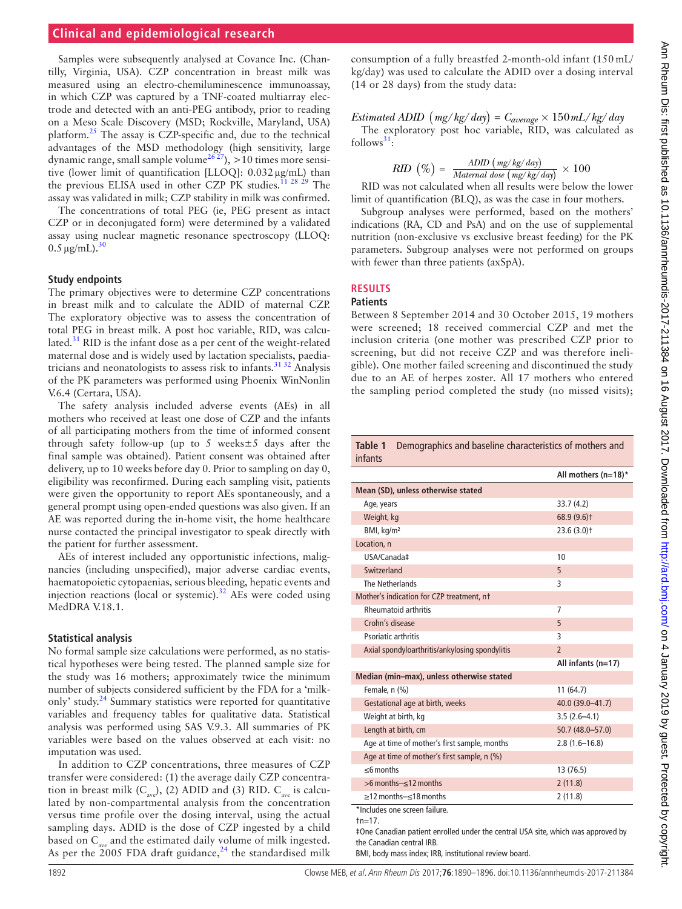Samples were subsequently analysed at Covance Inc. (Chantilly, Virginia, USA). CZP concentration in breast milk was measured using an electro-chemiluminescence immunoassay, in which CZP was captured by a TNF-coated multiarray electrode and detected with an anti-PEG antibody, prior to reading on a Meso Scale Discovery (MSD; Rockville, Maryland, USA) platform.[25] The assay is CZP-specific and, due to the technical advantages of the MSD methodology (high sensitivity, large dynamic range, small sample volume[26 27]), >10 times more sensitive (lower limit of quantification [LLOQ]: 0.032 µg/mL) than the previous ELISA used in other CZP PK studies.[11 28 29] The assay was validated in milk; CZP stability in milk was confirmed.

The concentrations of total PEG (ie, PEG present as intact CZP or in deconjugated form) were determined by a validated assay using nuclear magnetic resonance spectroscopy (LLOQ: 0.5 µg/mL).[30]

### Study endpoints

The primary objectives were to determine CZP concentrations in breast milk and to calculate the ADID of maternal CZP. The exploratory objective was to assess the concentration of total PEG in breast milk. A post hoc variable, RID, was calculated.[31] RID is the infant dose as a per cent of the weight-related maternal dose and is widely used by lactation specialists, paediatricians and neonatologists to assess risk to infants.[31 32] Analysis of the PK parameters was performed using Phoenix WinNonlin V.6.4 (Certara, USA).

The safety analysis included adverse events (AEs) in all mothers who received at least one dose of CZP and the infants of all participating mothers from the time of informed consent through safety follow-up (up to 5 weeks±5 days after the final sample was obtained). Patient consent was obtained after delivery, up to 10 weeks before day 0. Prior to sampling on day 0, eligibility was reconfirmed. During each sampling visit, patients were given the opportunity to report AEs spontaneously, and a general prompt using open-ended questions was also given. If an AE was reported during the in-home visit, the home healthcare nurse contacted the principal investigator to speak directly with the patient for further assessment.

AEs of interest included any opportunistic infections, malignancies (including unspecified), major adverse cardiac events, haematopoietic cytopaenias, serious bleeding, hepatic events and injection reactions (local or systemic).[32] AEs were coded using MedDRA V.18.1.

### Statistical analysis

No formal sample size calculations were performed, as no statistical hypotheses were being tested. The planned sample size for the study was 16 mothers; approximately twice the minimum number of subjects considered sufficient by the FDA for a 'milk-only' study.[24] Summary statistics were reported for quantitative variables and frequency tables for qualitative data. Statistical analysis was performed using SAS V.9.3. All summaries of PK variables were based on the values observed at each visit: no imputation was used.

In addition to CZP concentrations, three measures of CZP transfer were considered: (1) the average daily CZP concentration in breast milk ($C_{ave}$), (2) ADID and (3) RID. $C_{ave}$ is calculated by non-compartmental analysis from the concentration versus time profile over the dosing interval, using the actual sampling days. ADID is the dose of CZP ingested by a child based on $C_{ave}$ and the estimated daily volume of milk ingested. As per the 2005 FDA draft guidance,[24] the standardised milk consumption of a fully breastfed 2-month-old infant (150 mL/kg/day) was used to calculate the ADID over a dosing interval (14 or 28 days) from the study data:

$$\textit{Estimated ADID}\ (mg/kg/day) = C_{average} \times 150\,mL/kg/day$$

The exploratory post hoc variable, RID, was calculated as follows[31]:

$$RID\ (\%) = \frac{ADID\ (mg/kg/day)}{Maternal\ dose\ (mg/kg/day)} \times 100$$

RID was not calculated when all results were below the lower limit of quantification (BLQ), as was the case in four mothers.

Subgroup analyses were performed, based on the mothers' indications (RA, CD and PsA) and on the use of supplemental nutrition (non-exclusive vs exclusive breast feeding) for the PK parameters. Subgroup analyses were not performed on groups with fewer than three patients (axSpA).

## RESULTS

### Patients

Between 8 September 2014 and 30 October 2015, 19 mothers were screened; 18 received commercial CZP and met the inclusion criteria (one mother was prescribed CZP prior to screening, but did not receive CZP and was therefore ineligible). One mother failed screening and discontinued the study due to an AE of herpes zoster. All 17 mothers who entered the sampling period completed the study (no missed visits);

**Table 1** Demographics and baseline characteristics of mothers and infants

| | All mothers (n=18)* |
|---|---|
| **Mean (SD), unless otherwise stated** | |
| Age, years | 33.7 (4.2) |
| Weight, kg | 68.9 (9.6)† |
| BMI, kg/m² | 23.6 (3.0)† |
| Location, n | |
| USA/Canada‡ | 10 |
| Switzerland | 5 |
| The Netherlands | 3 |
| Mother's indication for CZP treatment, n† | |
| Rheumatoid arthritis | 7 |
| Crohn's disease | 5 |
| Psoriatic arthritis | 3 |
| Axial spondyloarthritis/ankylosing spondylitis | 2 |
| | **All infants (n=17)** |
| **Median (min–max), unless otherwise stated** | |
| Female, n (%) | 11 (64.7) |
| Gestational age at birth, weeks | 40.0 (39.0–41.7) |
| Weight at birth, kg | 3.5 (2.6–4.1) |
| Length at birth, cm | 50.7 (48.0–57.0) |
| Age at time of mother's first sample, months | 2.8 (1.6–16.8) |
| Age at time of mother's first sample, n (%) | |
| ≤6 months | 13 (76.5) |
| >6 months–≤12 months | 2 (11.8) |
| ≥12 months–≤18 months | 2 (11.8) |

*Includes one screen failure.

†n=17.

‡One Canadian patient enrolled under the central USA site, which was approved by the Canadian central IRB.

BMI, body mass index; IRB, institutional review board.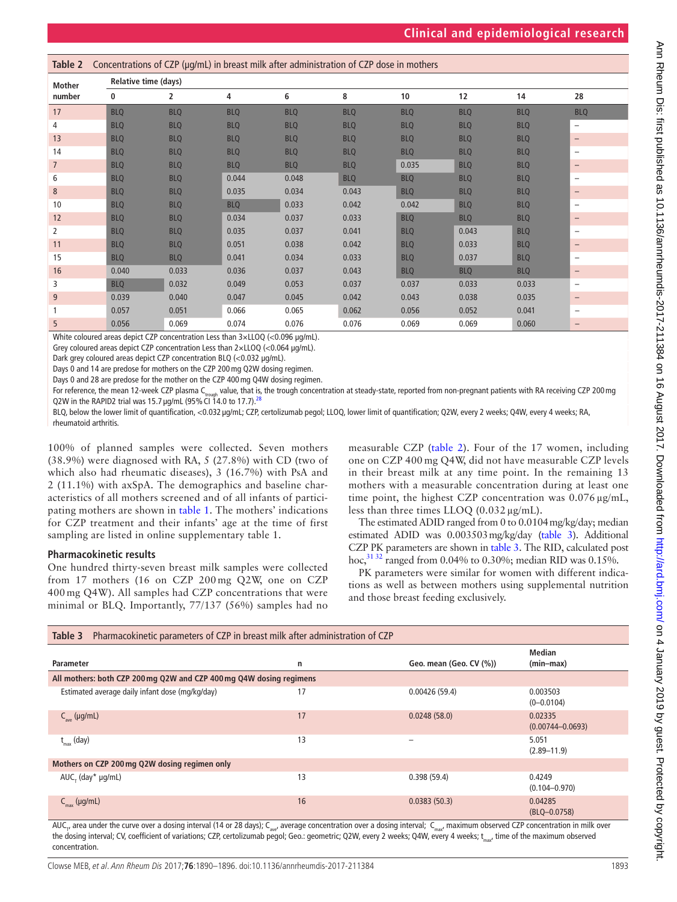**Table 2** Concentrations of CZP (μg/mL) in breast milk after administration of CZP dose in mothers

| Mother number | Relative time (days) | | | | | | | | |
|---|---|---|---|---|---|---|---|---|---|
| | 0 | 2 | 4 | 6 | 8 | 10 | 12 | 14 | 28 |
| 17 | BLQ | BLQ | BLQ | BLQ | BLQ | BLQ | BLQ | BLQ | BLQ |
| 4 | BLQ | BLQ | BLQ | BLQ | BLQ | BLQ | BLQ | BLQ | – |
| 13 | BLQ | BLQ | BLQ | BLQ | BLQ | BLQ | BLQ | BLQ | – |
| 14 | BLQ | BLQ | BLQ | BLQ | BLQ | BLQ | BLQ | BLQ | – |
| 7 | BLQ | BLQ | BLQ | BLQ | BLQ | 0.035 | BLQ | BLQ | – |
| 6 | BLQ | BLQ | 0.044 | 0.048 | BLQ | BLQ | BLQ | BLQ | – |
| 8 | BLQ | BLQ | 0.035 | 0.034 | 0.043 | BLQ | BLQ | BLQ | – |
| 10 | BLQ | BLQ | BLQ | 0.033 | 0.042 | 0.042 | BLQ | BLQ | – |
| 12 | BLQ | BLQ | 0.034 | 0.037 | 0.033 | BLQ | BLQ | BLQ | – |
| 2 | BLQ | BLQ | 0.035 | 0.037 | 0.041 | BLQ | 0.043 | BLQ | – |
| 11 | BLQ | BLQ | 0.051 | 0.038 | 0.042 | BLQ | 0.033 | BLQ | – |
| 15 | BLQ | BLQ | 0.041 | 0.034 | 0.033 | BLQ | 0.037 | BLQ | – |
| 16 | 0.040 | 0.033 | 0.036 | 0.037 | 0.043 | BLQ | BLQ | BLQ | – |
| 3 | BLQ | 0.032 | 0.049 | 0.053 | 0.037 | 0.037 | 0.033 | 0.033 | – |
| 9 | 0.039 | 0.040 | 0.047 | 0.045 | 0.042 | 0.043 | 0.038 | 0.035 | – |
| 1 | 0.057 | 0.051 | 0.066 | 0.065 | 0.062 | 0.056 | 0.052 | 0.041 | – |
| 5 | 0.056 | 0.069 | 0.074 | 0.076 | 0.076 | 0.069 | 0.069 | 0.060 | – |

White coloured areas depict CZP concentration Less than 3×LLOQ (<0.096 μg/mL).
Grey coloured areas depict CZP concentration Less than 2×LLOQ (<0.064 μg/mL).
Dark grey coloured areas depict CZP concentration BLQ (<0.032 μg/mL).
Days 0 and 14 are predose for mothers on the CZP 200 mg Q2W dosing regimen.
Days 0 and 28 are predose for the mother on the CZP 400 mg Q4W dosing regimen.
For reference, the mean 12-week CZP plasma $C_{trough}$ value, that is, the trough concentration at steady-state, reported from non-pregnant patients with RA receiving CZP 200 mg Q2W in the RAPID2 trial was 15.7 μg/mL (95% CI 14.0 to 17.7).[28]
BLQ, below the lower limit of quantification, <0.032 μg/mL; CZP, certolizumab pegol; LLOQ, lower limit of quantification; Q2W, every 2 weeks; Q4W, every 4 weeks; RA, rheumatoid arthritis.

100% of planned samples were collected. Seven mothers (38.9%) were diagnosed with RA, 5 (27.8%) with CD (two of which also had rheumatic diseases), 3 (16.7%) with PsA and 2 (11.1%) with axSpA. The demographics and baseline characteristics of all mothers screened and of all infants of participating mothers are shown in table 1. The mothers' indications for CZP treatment and their infants' age at the time of first sampling are listed in online supplementary table 1.

### Pharmacokinetic results

One hundred thirty-seven breast milk samples were collected from 17 mothers (16 on CZP 200 mg Q2W, one on CZP 400 mg Q4W). All samples had CZP concentrations that were minimal or BLQ. Importantly, 77/137 (56%) samples had no measurable CZP (table 2). Four of the 17 women, including one on CZP 400 mg Q4W, did not have measurable CZP levels in their breast milk at any time point. In the remaining 13 mothers with a measurable concentration during at least one time point, the highest CZP concentration was 0.076 μg/mL, less than three times LLOQ (0.032 μg/mL).

The estimated ADID ranged from 0 to 0.0104 mg/kg/day; median estimated ADID was 0.003503 mg/kg/day (table 3). Additional CZP PK parameters are shown in table 3. The RID, calculated post hoc,[31,32] ranged from 0.04% to 0.30%; median RID was 0.15%.

PK parameters were similar for women with different indications as well as between mothers using supplemental nutrition and those breast feeding exclusively.

**Table 3** Pharmacokinetic parameters of CZP in breast milk after administration of CZP

| Parameter | n | Geo. mean (Geo. CV (%)) | Median (min–max) |
|---|---|---|---|
| **All mothers: both CZP 200 mg Q2W and CZP 400 mg Q4W dosing regimens** | | | |
| Estimated average daily infant dose (mg/kg/day) | 17 | 0.00426 (59.4) | 0.003503 (0–0.0104) |
| $C_{ave}$ (μg/mL) | 17 | 0.0248 (58.0) | 0.02335 (0.00744–0.0693) |
| $t_{max}$ (day) | 13 | – | 5.051 (2.89–11.9) |
| **Mothers on CZP 200 mg Q2W dosing regimen only** | | | |
| $AUC_{\tau}$ (day* μg/mL) | 13 | 0.398 (59.4) | 0.4249 (0.104–0.970) |
| $C_{max}$ (μg/mL) | 16 | 0.0383 (50.3) | 0.04285 (BLQ–0.0758) |

$AUC_{\tau}$, area under the curve over a dosing interval (14 or 28 days); $C_{ave}$, average concentration over a dosing interval; $C_{max}$, maximum observed CZP concentration in milk over the dosing interval; CV, coefficient of variations; CZP, certolizumab pegol; Geo.: geometric; Q2W, every 2 weeks; Q4W, every 4 weeks; $t_{max}$, time of the maximum observed concentration.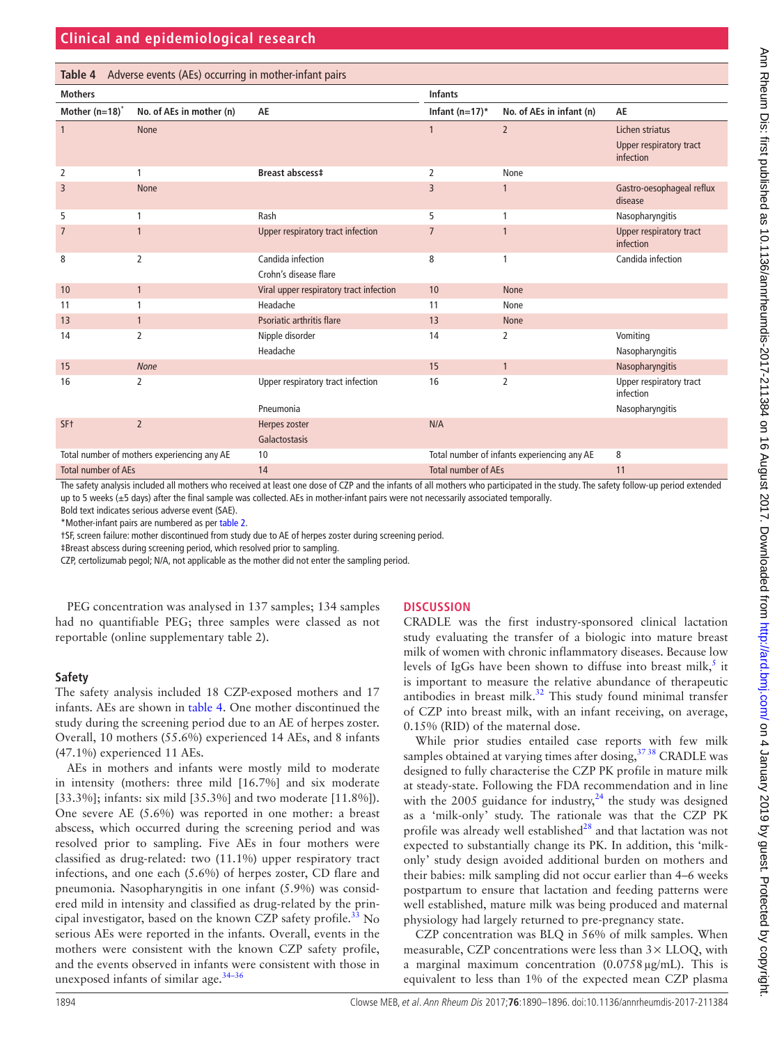**Table 4** Adverse events (AEs) occurring in mother-infant pairs

| Mothers | | | Infants | | |
|---|---|---|---|---|---|
| Mother (n=18)* | No. of AEs in mother (n) | AE | Infant (n=17)* | No. of AEs in infant (n) | AE |
| 1 | None | | 1 | 2 | Lichen striatus<br>Upper respiratory tract infection |
| 2 | 1 | **Breast abscess‡** | 2 | None | |
| 3 | None | | 3 | 1 | Gastro-oesophageal reflux disease |
| 5 | 1 | Rash | 5 | 1 | Nasopharyngitis |
| 7 | 1 | Upper respiratory tract infection | 7 | 1 | Upper respiratory tract infection |
| 8 | 2 | Candida infection<br>Crohn's disease flare | 8 | 1 | Candida infection |
| 10 | 1 | Viral upper respiratory tract infection | 10 | None | |
| 11 | 1 | Headache | 11 | None | |
| 13 | 1 | Psoriatic arthritis flare | 13 | None | |
| 14 | 2 | Nipple disorder<br>Headache | 14 | 2 | Vomiting<br>Nasopharyngitis |
| 15 | *None* | | 15 | 1 | Nasopharyngitis |
| 16 | 2 | Upper respiratory tract infection<br>Pneumonia | 16 | 2 | Upper respiratory tract infection<br>Nasopharyngitis |
| SF† | 2 | Herpes zoster<br>Galactostasis | N/A | | |
| Total number of mothers experiencing any AE | | 10 | Total number of infants experiencing any AE | | 8 |
| Total number of AEs | | 14 | Total number of AEs | | 11 |

The safety analysis included all mothers who received at least one dose of CZP and the infants of all mothers who participated in the study. The safety follow-up period extended up to 5 weeks (±5 days) after the final sample was collected. AEs in mother-infant pairs were not necessarily associated temporally.

Bold text indicates serious adverse event (SAE).

*Mother-infant pairs are numbered as per table 2.

†SF, screen failure: mother discontinued from study due to AE of herpes zoster during screening period.

‡Breast abscess during screening period, which resolved prior to sampling.

CZP, certolizumab pegol; N/A, not applicable as the mother did not enter the sampling period.

PEG concentration was analysed in 137 samples; 134 samples had no quantifiable PEG; three samples were classed as not reportable (online supplementary table 2).

### Safety

The safety analysis included 18 CZP-exposed mothers and 17 infants. AEs are shown in table 4. One mother discontinued the study during the screening period due to an AE of herpes zoster. Overall, 10 mothers (55.6%) experienced 14 AEs, and 8 infants (47.1%) experienced 11 AEs.

AEs in mothers and infants were mostly mild to moderate in intensity (mothers: three mild [16.7%] and six moderate [33.3%]; infants: six mild [35.3%] and two moderate [11.8%]). One severe AE (5.6%) was reported in one mother: a breast abscess, which occurred during the screening period and was resolved prior to sampling. Five AEs in four mothers were classified as drug-related: two (11.1%) upper respiratory tract infections, and one each (5.6%) of herpes zoster, CD flare and pneumonia. Nasopharyngitis in one infant (5.9%) was considered mild in intensity and classified as drug-related by the principal investigator, based on the known CZP safety profile.[33] No serious AEs were reported in the infants. Overall, events in the mothers were consistent with the known CZP safety profile, and the events observed in infants were consistent with those in unexposed infants of similar age.[34–36]

## DISCUSSION

CRADLE was the first industry-sponsored clinical lactation study evaluating the transfer of a biologic into mature breast milk of women with chronic inflammatory diseases. Because low levels of IgGs have been shown to diffuse into breast milk,[5] it is important to measure the relative abundance of therapeutic antibodies in breast milk.[32] This study found minimal transfer of CZP into breast milk, with an infant receiving, on average, 0.15% (RID) of the maternal dose.

While prior studies entailed case reports with few milk samples obtained at varying times after dosing,[37 38] CRADLE was designed to fully characterise the CZP PK profile in mature milk at steady-state. Following the FDA recommendation and in line with the 2005 guidance for industry,[24] the study was designed as a 'milk-only' study. The rationale was that the CZP PK profile was already well established[28] and that lactation was not expected to substantially change its PK. In addition, this 'milk-only' study design avoided additional burden on mothers and their babies: milk sampling did not occur earlier than 4–6 weeks postpartum to ensure that lactation and feeding patterns were well established, mature milk was being produced and maternal physiology had largely returned to pre-pregnancy state.

CZP concentration was BLQ in 56% of milk samples. When measurable, CZP concentrations were less than 3× LLOQ, with a marginal maximum concentration (0.0758 µg/mL). This is equivalent to less than 1% of the expected mean CZP plasma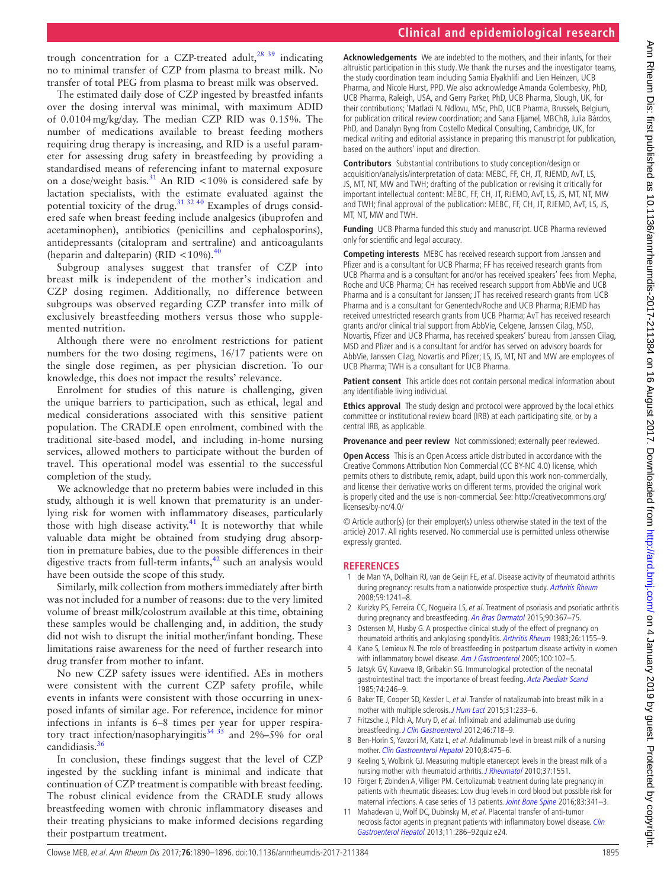trough concentration for a CZP-treated adult,[28 39] indicating no to minimal transfer of CZP from plasma to breast milk. No transfer of total PEG from plasma to breast milk was observed.

The estimated daily dose of CZP ingested by breastfed infants over the dosing interval was minimal, with maximum ADID of 0.0104 mg/kg/day. The median CZP RID was 0.15%. The number of medications available to breast feeding mothers requiring drug therapy is increasing, and RID is a useful parameter for assessing drug safety in breastfeeding by providing a standardised means of referencing infant to maternal exposure on a dose/weight basis.[31] An RID <10% is considered safe by lactation specialists, with the estimate evaluated against the potential toxicity of the drug.[31 32 40] Examples of drugs considered safe when breast feeding include analgesics (ibuprofen and acetaminophen), antibiotics (penicillins and cephalosporins), antidepressants (citalopram and sertraline) and anticoagulants (heparin and dalteparin) (RID <10%).[40]

Subgroup analyses suggest that transfer of CZP into breast milk is independent of the mother's indication and CZP dosing regimen. Additionally, no difference between subgroups was observed regarding CZP transfer into milk of exclusively breastfeeding mothers versus those who supplemented nutrition.

Although there were no enrolment restrictions for patient numbers for the two dosing regimens, 16/17 patients were on the single dose regimen, as per physician discretion. To our knowledge, this does not impact the results' relevance.

Enrolment for studies of this nature is challenging, given the unique barriers to participation, such as ethical, legal and medical considerations associated with this sensitive patient population. The CRADLE open enrolment, combined with the traditional site-based model, and including in-home nursing services, allowed mothers to participate without the burden of travel. This operational model was essential to the successful completion of the study.

We acknowledge that no preterm babies were included in this study, although it is well known that prematurity is an underlying risk for women with inflammatory diseases, particularly those with high disease activity.[41] It is noteworthy that while valuable data might be obtained from studying drug absorption in premature babies, due to the possible differences in their digestive tracts from full-term infants,[42] such an analysis would have been outside the scope of this study.

Similarly, milk collection from mothers immediately after birth was not included for a number of reasons: due to the very limited volume of breast milk/colostrum available at this time, obtaining these samples would be challenging and, in addition, the study did not wish to disrupt the initial mother/infant bonding. These limitations raise awareness for the need of further research into drug transfer from mother to infant.

No new CZP safety issues were identified. AEs in mothers were consistent with the current CZP safety profile, while events in infants were consistent with those occurring in unexposed infants of similar age. For reference, incidence for minor infections in infants is 6–8 times per year for upper respiratory tract infection/nasopharyingitis[34 35] and 2%–5% for oral candidiasis.[36]

In conclusion, these findings suggest that the level of CZP ingested by the suckling infant is minimal and indicate that continuation of CZP treatment is compatible with breast feeding. The robust clinical evidence from the CRADLE study allows breastfeeding women with chronic inflammatory diseases and their treating physicians to make informed decisions regarding their postpartum treatment.

**Acknowledgements** We are indebted to the mothers, and their infants, for their altruistic participation in this study. We thank the nurses and the investigator teams, the study coordination team including Samia Elyakhlifi and Lien Heinzen, UCB Pharma, and Nicole Hurst, PPD. We also acknowledge Amanda Golembesky, PhD, UCB Pharma, Raleigh, USA, and Gerry Parker, PhD, UCB Pharma, Slough, UK, for their contributions; 'Matladi N. Ndlovu, MSc, PhD, UCB Pharma, Brussels, Belgium, for publication critical review coordination; and Sana Eljamel, MBChB, Julia Bárdos, PhD, and Danalyn Byng from Costello Medical Consulting, Cambridge, UK, for medical writing and editorial assistance in preparing this manuscript for publication, based on the authors' input and direction.

**Contributors** Substantial contributions to study conception/design or acquisition/analysis/interpretation of data: MEBC, FF, CH, JT, RJEMD, AvT, LS, JS, MT, NT, MW and TWH; drafting of the publication or revising it critically for important intellectual content: MEBC, FF, CH, JT, RJEMD, AvT, LS, JS, MT, NT, MW and TWH; final approval of the publication: MEBC, FF, CH, JT, RJEMD, AvT, LS, JS, MT, NT, MW and TWH.

**Funding** UCB Pharma funded this study and manuscript. UCB Pharma reviewed only for scientific and legal accuracy.

**Competing interests** MEBC has received research support from Janssen and Pfizer and is a consultant for UCB Pharma; FF has received research grants from UCB Pharma and is a consultant for and/or has received speakers' fees from Mepha, Roche and UCB Pharma; CH has received research support from AbbVie and UCB Pharma and is a consultant for Janssen; JT has received research grants from UCB Pharma and is a consultant for Genentech/Roche and UCB Pharma; RJEMD has received unrestricted research grants from UCB Pharma; AvT has received research grants and/or clinical trial support from AbbVie, Celgene, Janssen Cilag, MSD, Novartis, Pfizer and UCB Pharma, has received speakers' bureau from Janssen Cilag, MSD and Pfizer and is a consultant for and/or has served on advisory boards for AbbVie, Janssen Cilag, Novartis and Pfizer; LS, JS, MT, NT and MW are employees of UCB Pharma; TWH is a consultant for UCB Pharma.

**Patient consent** This article does not contain personal medical information about any identifiable living individual.

**Ethics approval** The study design and protocol were approved by the local ethics committee or institutional review board (IRB) at each participating site, or by a central IRB, as applicable.

**Provenance and peer review** Not commissioned; externally peer reviewed.

**Open Access** This is an Open Access article distributed in accordance with the Creative Commons Attribution Non Commercial (CC BY-NC 4.0) license, which permits others to distribute, remix, adapt, build upon this work non-commercially, and license their derivative works on different terms, provided the original work is properly cited and the use is non-commercial. See: http://creativecommons.org/licenses/by-nc/4.0/

© Article author(s) (or their employer(s) unless otherwise stated in the text of the article) 2017. All rights reserved. No commercial use is permitted unless otherwise expressly granted.

## REFERENCES

1. de Man YA, Dolhain RJ, van de Geijn FE, *et al*. Disease activity of rheumatoid arthritis during pregnancy: results from a nationwide prospective study. *Arthritis Rheum* 2008;59:1241–8.
2. Kurizky PS, Ferreira CC, Nogueira LS, *et al*. Treatment of psoriasis and psoriatic arthritis during pregnancy and breastfeeding. *An Bras Dermatol* 2015;90:367–75.
3. Ostensen M, Husby G. A prospective clinical study of the effect of pregnancy on rheumatoid arthritis and ankylosing spondylitis. *Arthritis Rheum* 1983;26:1155–9.
4. Kane S, Lemieux N. The role of breastfeeding in postpartum disease activity in women with inflammatory bowel disease. *Am J Gastroenterol* 2005;100:102–5.
5. Jatsyk GV, Kuvaeva IB, Gribakin SG. Immunological protection of the neonatal gastrointestinal tract: the importance of breast feeding. *Acta Paediatr Scand* 1985;74:246–9.
6. Baker TE, Cooper SD, Kessler L, *et al*. Transfer of natalizumab into breast milk in a mother with multiple sclerosis. *J Hum Lact* 2015;31:233–6.
7. Fritzsche J, Pilch A, Mury D, *et al*. Infliximab and adalimumab use during breastfeeding. *J Clin Gastroenterol* 2012;46:718–9.
8. Ben-Horin S, Yavzori M, Katz L, *et al*. Adalimumab level in breast milk of a nursing mother. *Clin Gastroenterol Hepatol* 2010;8:475–6.
9. Keeling S, Wolbink GJ. Measuring multiple etanercept levels in the breast milk of a nursing mother with rheumatoid arthritis. *J Rheumatol* 2010;37:1551.
10. Förger F, Zbinden A, Villiger PM. Certolizumab treatment during late pregnancy in patients with rheumatic diseases: Low drug levels in cord blood but possible risk for maternal infections. A case series of 13 patients. *Joint Bone Spine* 2016;83:341–3.
11. Mahadevan U, Wolf DC, Dubinsky M, *et al*. Placental transfer of anti-tumor necrosis factor agents in pregnant patients with inflammatory bowel disease. *Clin Gastroenterol Hepatol* 2013;11:286–92quiz e24.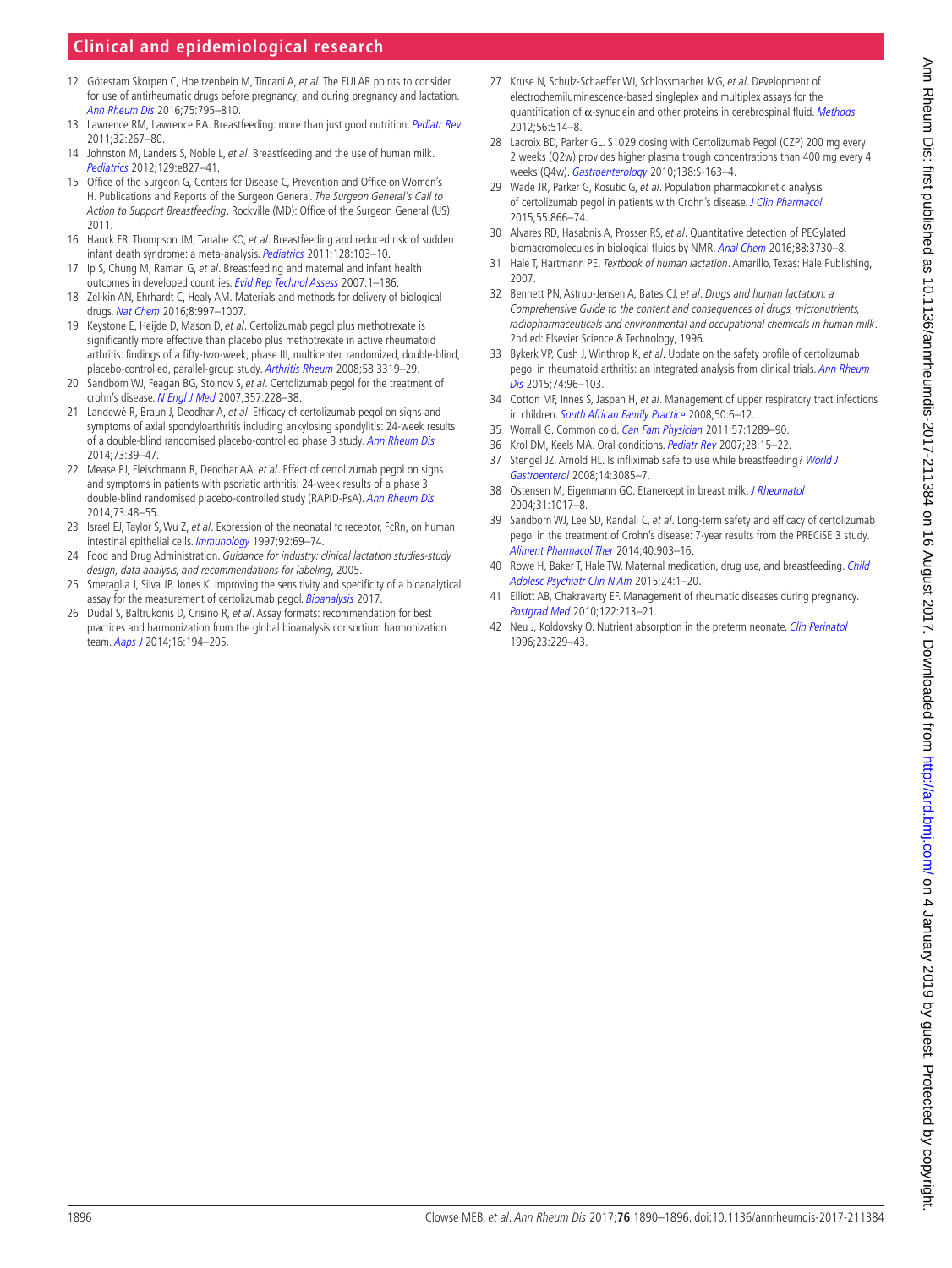12 Götestam Skorpen C, Hoeltzenbein M, Tincani A, *et al*. The EULAR points to consider for use of antirheumatic drugs before pregnancy, and during pregnancy and lactation. *Ann Rheum Dis* 2016;75:795–810.

13 Lawrence RM, Lawrence RA. Breastfeeding: more than just good nutrition. *Pediatr Rev* 2011;32:267–80.

14 Johnston M, Landers S, Noble L, *et al*. Breastfeeding and the use of human milk. *Pediatrics* 2012;129:e827–41.

15 Office of the Surgeon G, Centers for Disease C, Prevention and Office on Women's H. Publications and Reports of the Surgeon General. *The Surgeon General's Call to Action to Support Breastfeeding*. Rockville (MD): Office of the Surgeon General (US), 2011.

16 Hauck FR, Thompson JM, Tanabe KO, *et al*. Breastfeeding and reduced risk of sudden infant death syndrome: a meta-analysis. *Pediatrics* 2011;128:103–10.

17 Ip S, Chung M, Raman G, *et al*. Breastfeeding and maternal and infant health outcomes in developed countries. *Evid Rep Technol Assess* 2007:1–186.

18 Zelikin AN, Ehrhardt C, Healy AM. Materials and methods for delivery of biological drugs. *Nat Chem* 2016;8:997–1007.

19 Keystone E, Heijde D, Mason D, *et al*. Certolizumab pegol plus methotrexate is significantly more effective than placebo plus methotrexate in active rheumatoid arthritis: findings of a fifty-two-week, phase III, multicenter, randomized, double-blind, placebo-controlled, parallel-group study. *Arthritis Rheum* 2008;58:3319–29.

20 Sandborn WJ, Feagan BG, Stoinov S, *et al*. Certolizumab pegol for the treatment of crohn's disease. *N Engl J Med* 2007;357:228–38.

21 Landewé R, Braun J, Deodhar A, *et al*. Efficacy of certolizumab pegol on signs and symptoms of axial spondyloarthritis including ankylosing spondylitis: 24-week results of a double-blind randomised placebo-controlled phase 3 study. *Ann Rheum Dis* 2014;73:39–47.

22 Mease PJ, Fleischmann R, Deodhar AA, *et al*. Effect of certolizumab pegol on signs and symptoms in patients with psoriatic arthritis: 24-week results of a phase 3 double-blind randomised placebo-controlled study (RAPID-PsA). *Ann Rheum Dis* 2014;73:48–55.

23 Israel EJ, Taylor S, Wu Z, *et al*. Expression of the neonatal fc receptor, FcRn, on human intestinal epithelial cells. *Immunology* 1997;92:69–74.

24 Food and Drug Administration. *Guidance for industry: clinical lactation studies-study design, data analysis, and recommendations for labeling*, 2005.

25 Smeraglia J, Silva JP, Jones K. Improving the sensitivity and specificity of a bioanalytical assay for the measurement of certolizumab pegol. *Bioanalysis* 2017.

26 Dudal S, Baltrukonis D, Crisino R, *et al*. Assay formats: recommendation for best practices and harmonization from the global bioanalysis consortium harmonization team. *Aaps J* 2014;16:194–205.

27 Kruse N, Schulz-Schaeffer WJ, Schlossmacher MG, *et al*. Development of electrochemiluminescence-based singleplex and multiplex assays for the quantification of α-synuclein and other proteins in cerebrospinal fluid. *Methods* 2012;56:514–8.

28 Lacroix BD, Parker GL. S1029 dosing with Certolizumab Pegol (CZP) 200 mg every 2 weeks (Q2w) provides higher plasma trough concentrations than 400 mg every 4 weeks (Q4w). *Gastroenterology* 2010;138:S-163–4.

29 Wade JR, Parker G, Kosutic G, *et al*. Population pharmacokinetic analysis of certolizumab pegol in patients with Crohn's disease. *J Clin Pharmacol* 2015;55:866–74.

30 Alvares RD, Hasabnis A, Prosser RS, *et al*. Quantitative detection of PEGylated biomacromolecules in biological fluids by NMR. *Anal Chem* 2016;88:3730–8.

31 Hale T, Hartmann PE. *Textbook of human lactation*. Amarillo, Texas: Hale Publishing, 2007.

32 Bennett PN, Astrup-Jensen A, Bates CJ, *et al*. *Drugs and human lactation: a Comprehensive Guide to the content and consequences of drugs, micronutrients, radiopharmaceuticals and environmental and occupational chemicals in human milk*. 2nd ed: Elsevier Science & Technology, 1996.

33 Bykerk VP, Cush J, Winthrop K, *et al*. Update on the safety profile of certolizumab pegol in rheumatoid arthritis: an integrated analysis from clinical trials. *Ann Rheum Dis* 2015;74:96–103.

34 Cotton MF, Innes S, Jaspan H, *et al*. Management of upper respiratory tract infections in children. *South African Family Practice* 2008;50:6–12.

35 Worrall G. Common cold. *Can Fam Physician* 2011;57:1289–90.

36 Krol DM, Keels MA. Oral conditions. *Pediatr Rev* 2007;28:15–22.

37 Stengel JZ, Arnold HL. Is infliximab safe to use while breastfeeding? *World J Gastroenterol* 2008;14:3085–7.

38 Ostensen M, Eigenmann GO. Etanercept in breast milk. *J Rheumatol* 2004;31:1017–8.

39 Sandborn WJ, Lee SD, Randall C, *et al*. Long-term safety and efficacy of certolizumab pegol in the treatment of Crohn's disease: 7-year results from the PRECiSE 3 study. *Aliment Pharmacol Ther* 2014;40:903–16.

40 Rowe H, Baker T, Hale TW. Maternal medication, drug use, and breastfeeding. *Child Adolesc Psychiatr Clin N Am* 2015;24:1–20.

41 Elliott AB, Chakravarty EF. Management of rheumatic diseases during pregnancy. *Postgrad Med* 2010;122:213–21.

42 Neu J, Koldovsky O. Nutrient absorption in the preterm neonate. *Clin Perinatol* 1996;23:229–43.